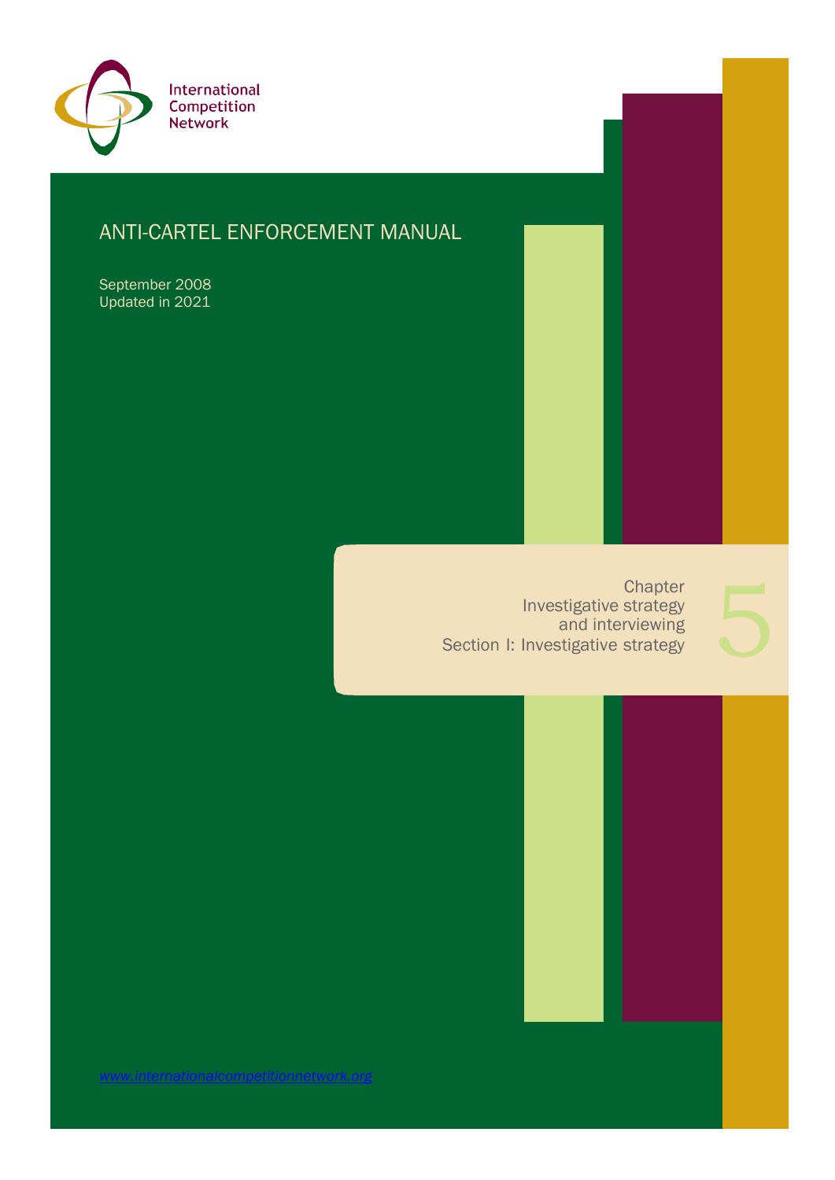International Competition Network

# ANTI-CARTEL ENFORCEMENT MANUAL

September 2008
Updated in 2021

## Chapter 5
## Investigative strategy and interviewing
## Section I: Investigative strategy

www.internationalcompetitionnetwork.org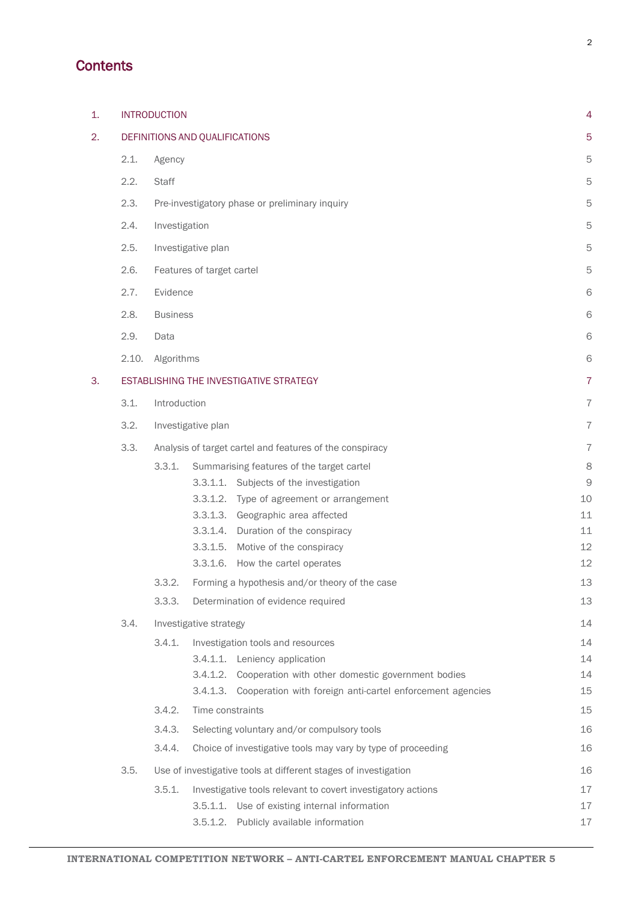# Contents

| | | |
|---|---|---|
| 1. | INTRODUCTION | 4 |
| 2. | DEFINITIONS AND QUALIFICATIONS | 5 |
| | 2.1. Agency | 5 |
| | 2.2. Staff | 5 |
| | 2.3. Pre-investigatory phase or preliminary inquiry | 5 |
| | 2.4. Investigation | 5 |
| | 2.5. Investigative plan | 5 |
| | 2.6. Features of target cartel | 5 |
| | 2.7. Evidence | 6 |
| | 2.8. Business | 6 |
| | 2.9. Data | 6 |
| | 2.10. Algorithms | 6 |
| 3. | ESTABLISHING THE INVESTIGATIVE STRATEGY | 7 |
| | 3.1. Introduction | 7 |
| | 3.2. Investigative plan | 7 |
| | 3.3. Analysis of target cartel and features of the conspiracy | 7 |
| | 3.3.1. Summarising features of the target cartel | 8 |
| | 3.3.1.1. Subjects of the investigation | 9 |
| | 3.3.1.2. Type of agreement or arrangement | 10 |
| | 3.3.1.3. Geographic area affected | 11 |
| | 3.3.1.4. Duration of the conspiracy | 11 |
| | 3.3.1.5. Motive of the conspiracy | 12 |
| | 3.3.1.6. How the cartel operates | 12 |
| | 3.3.2. Forming a hypothesis and/or theory of the case | 13 |
| | 3.3.3. Determination of evidence required | 13 |
| | 3.4. Investigative strategy | 14 |
| | 3.4.1. Investigation tools and resources | 14 |
| | 3.4.1.1. Leniency application | 14 |
| | 3.4.1.2. Cooperation with other domestic government bodies | 14 |
| | 3.4.1.3. Cooperation with foreign anti-cartel enforcement agencies | 15 |
| | 3.4.2. Time constraints | 15 |
| | 3.4.3. Selecting voluntary and/or compulsory tools | 16 |
| | 3.4.4. Choice of investigative tools may vary by type of proceeding | 16 |
| | 3.5. Use of investigative tools at different stages of investigation | 16 |
| | 3.5.1. Investigative tools relevant to covert investigatory actions | 17 |
| | 3.5.1.1. Use of existing internal information | 17 |
| | 3.5.1.2. Publicly available information | 17 |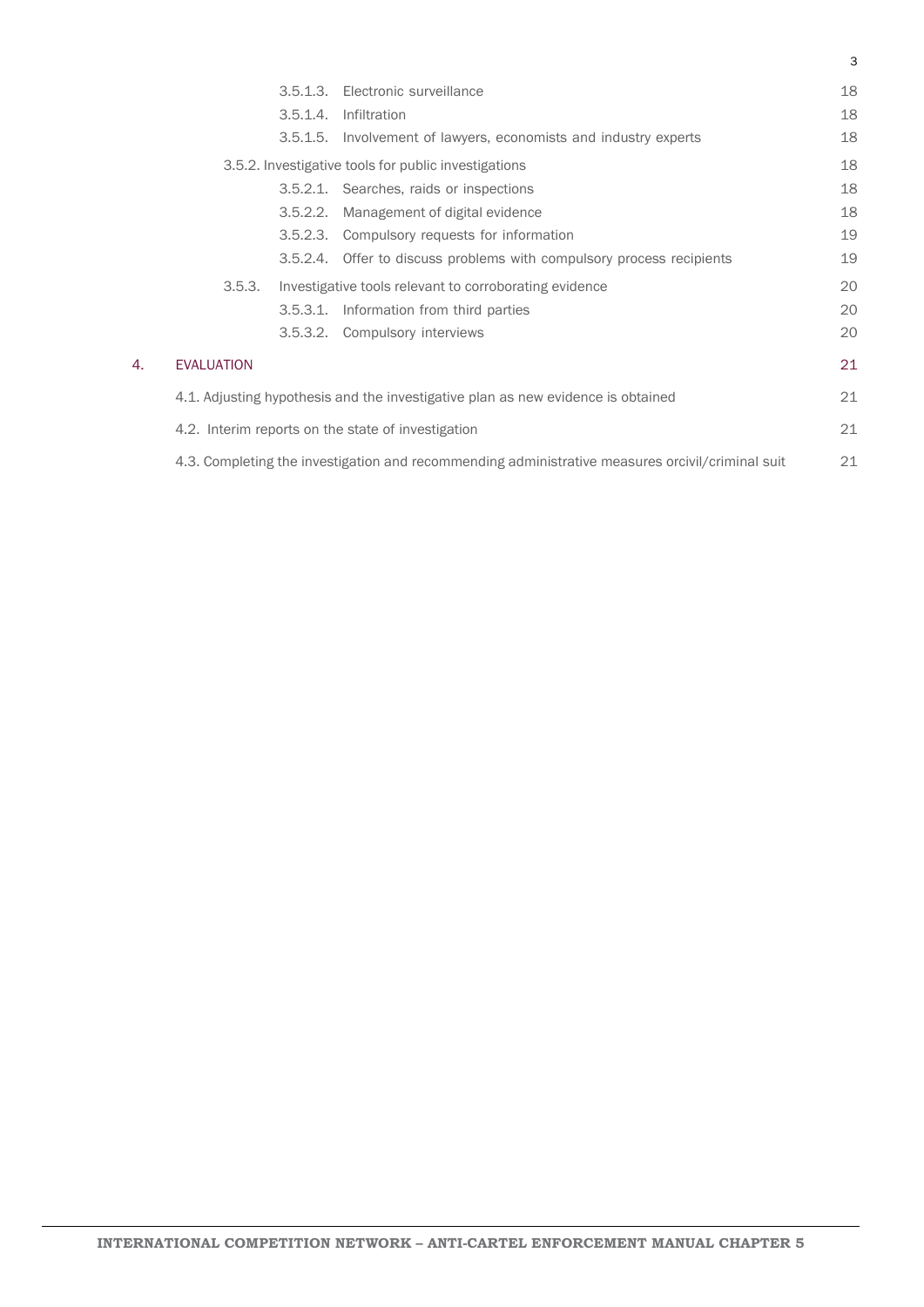3.5.1.3. Electronic surveillance 18

3.5.1.4. Infiltration 18

3.5.1.5. Involvement of lawyers, economists and industry experts 18

3.5.2. Investigative tools for public investigations 18

3.5.2.1. Searches, raids or inspections 18

3.5.2.2. Management of digital evidence 18

3.5.2.3. Compulsory requests for information 19

3.5.2.4. Offer to discuss problems with compulsory process recipients 19

3.5.3. Investigative tools relevant to corroborating evidence 20

3.5.3.1. Information from third parties 20

3.5.3.2. Compulsory interviews 20

4. EVALUATION 21

4.1. Adjusting hypothesis and the investigative plan as new evidence is obtained 21

4.2. Interim reports on the state of investigation 21

4.3. Completing the investigation and recommending administrative measures orcivil/criminal suit 21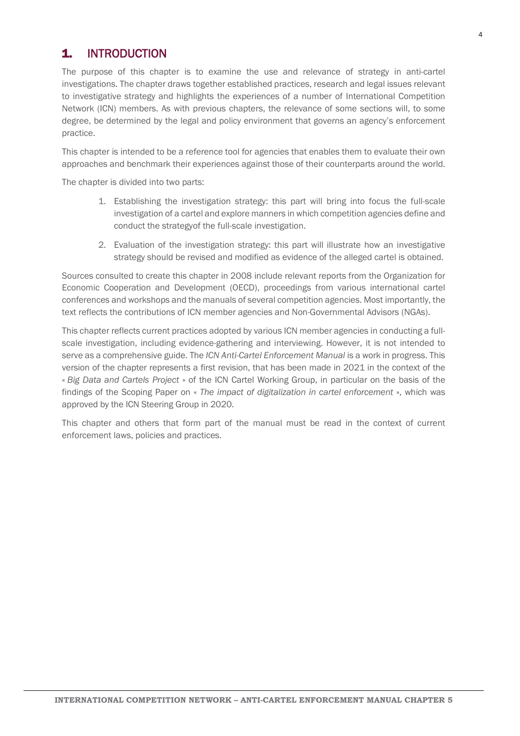# 1. INTRODUCTION

The purpose of this chapter is to examine the use and relevance of strategy in anti-cartel investigations. The chapter draws together established practices, research and legal issues relevant to investigative strategy and highlights the experiences of a number of International Competition Network (ICN) members. As with previous chapters, the relevance of some sections will, to some degree, be determined by the legal and policy environment that governs an agency's enforcement practice.

This chapter is intended to be a reference tool for agencies that enables them to evaluate their own approaches and benchmark their experiences against those of their counterparts around the world.

The chapter is divided into two parts:

1. Establishing the investigation strategy: this part will bring into focus the full-scale investigation of a cartel and explore manners in which competition agencies define and conduct the strategyof the full-scale investigation.
2. Evaluation of the investigation strategy: this part will illustrate how an investigative strategy should be revised and modified as evidence of the alleged cartel is obtained.

Sources consulted to create this chapter in 2008 include relevant reports from the Organization for Economic Cooperation and Development (OECD), proceedings from various international cartel conferences and workshops and the manuals of several competition agencies. Most importantly, the text reflects the contributions of ICN member agencies and Non-Governmental Advisors (NGAs).

This chapter reflects current practices adopted by various ICN member agencies in conducting a full-scale investigation, including evidence-gathering and interviewing. However, it is not intended to serve as a comprehensive guide. The *ICN Anti-Cartel Enforcement Manual* is a work in progress. This version of the chapter represents a first revision, that has been made in 2021 in the context of the « *Big Data and Cartels Project* » of the ICN Cartel Working Group, in particular on the basis of the findings of the Scoping Paper on « *The impact of digitalization in cartel enforcement* », which was approved by the ICN Steering Group in 2020.

This chapter and others that form part of the manual must be read in the context of current enforcement laws, policies and practices.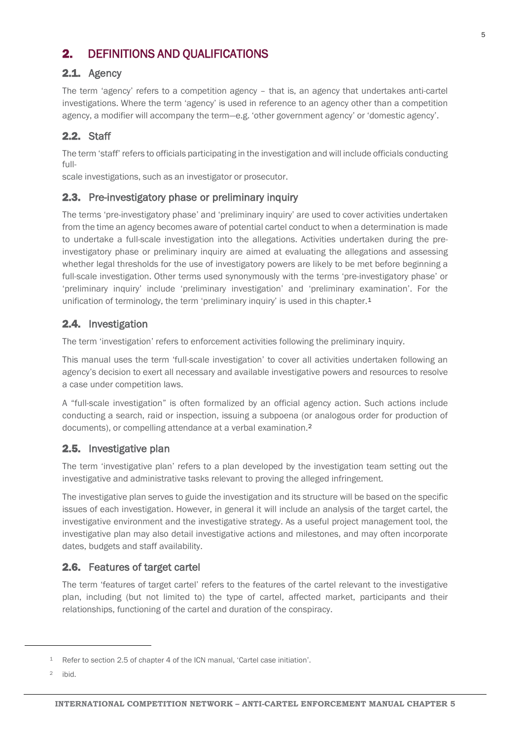# 2. DEFINITIONS AND QUALIFICATIONS

## 2.1. Agency

The term 'agency' refers to a competition agency – that is, an agency that undertakes anti-cartel investigations. Where the term 'agency' is used in reference to an agency other than a competition agency, a modifier will accompany the term—e.g. 'other government agency' or 'domestic agency'.

## 2.2. Staff

The term 'staff' refers to officials participating in the investigation and will include officials conducting full-scale investigations, such as an investigator or prosecutor.

## 2.3. Pre-investigatory phase or preliminary inquiry

The terms 'pre-investigatory phase' and 'preliminary inquiry' are used to cover activities undertaken from the time an agency becomes aware of potential cartel conduct to when a determination is made to undertake a full-scale investigation into the allegations. Activities undertaken during the pre-investigatory phase or preliminary inquiry are aimed at evaluating the allegations and assessing whether legal thresholds for the use of investigatory powers are likely to be met before beginning a full-scale investigation. Other terms used synonymously with the terms 'pre-investigatory phase' or 'preliminary inquiry' include 'preliminary investigation' and 'preliminary examination'. For the unification of terminology, the term 'preliminary inquiry' is used in this chapter.[1]

## 2.4. Investigation

The term 'investigation' refers to enforcement activities following the preliminary inquiry.

This manual uses the term 'full-scale investigation' to cover all activities undertaken following an agency's decision to exert all necessary and available investigative powers and resources to resolve a case under competition laws.

A "full-scale investigation" is often formalized by an official agency action. Such actions include conducting a search, raid or inspection, issuing a subpoena (or analogous order for production of documents), or compelling attendance at a verbal examination.[2]

## 2.5. Investigative plan

The term 'investigative plan' refers to a plan developed by the investigation team setting out the investigative and administrative tasks relevant to proving the alleged infringement.

The investigative plan serves to guide the investigation and its structure will be based on the specific issues of each investigation. However, in general it will include an analysis of the target cartel, the investigative environment and the investigative strategy. As a useful project management tool, the investigative plan may also detail investigative actions and milestones, and may often incorporate dates, budgets and staff availability.

## 2.6. Features of target cartel

The term 'features of target cartel' refers to the features of the cartel relevant to the investigative plan, including (but not limited to) the type of cartel, affected market, participants and their relationships, functioning of the cartel and duration of the conspiracy.

---

[1] Refer to section 2.5 of chapter 4 of the ICN manual, 'Cartel case initiation'.

[2] ibid.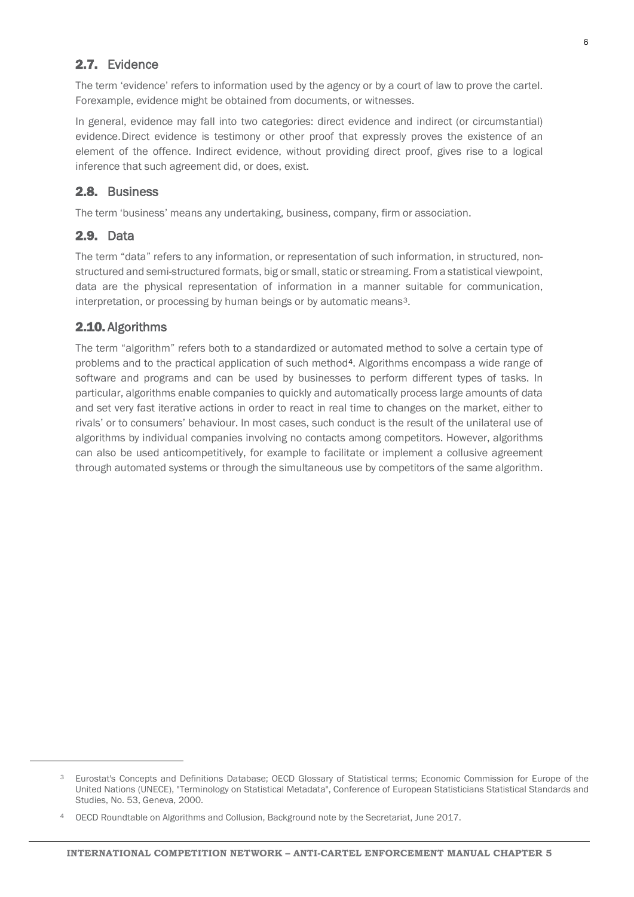## 2.7. Evidence

The term 'evidence' refers to information used by the agency or by a court of law to prove the cartel. Forexample, evidence might be obtained from documents, or witnesses.

In general, evidence may fall into two categories: direct evidence and indirect (or circumstantial) evidence. Direct evidence is testimony or other proof that expressly proves the existence of an element of the offence. Indirect evidence, without providing direct proof, gives rise to a logical inference that such agreement did, or does, exist.

## 2.8. Business

The term 'business' means any undertaking, business, company, firm or association.

## 2.9. Data

The term "data" refers to any information, or representation of such information, in structured, non-structured and semi-structured formats, big or small, static or streaming. From a statistical viewpoint, data are the physical representation of information in a manner suitable for communication, interpretation, or processing by human beings or by automatic means[3].

## 2.10. Algorithms

The term "algorithm" refers both to a standardized or automated method to solve a certain type of problems and to the practical application of such method[4]. Algorithms encompass a wide range of software and programs and can be used by businesses to perform different types of tasks. In particular, algorithms enable companies to quickly and automatically process large amounts of data and set very fast iterative actions in order to react in real time to changes on the market, either to rivals' or to consumers' behaviour. In most cases, such conduct is the result of the unilateral use of algorithms by individual companies involving no contacts among competitors. However, algorithms can also be used anticompetitively, for example to facilitate or implement a collusive agreement through automated systems or through the simultaneous use by competitors of the same algorithm.

---

[3] Eurostat's Concepts and Definitions Database; OECD Glossary of Statistical terms; Economic Commission for Europe of the United Nations (UNECE), "Terminology on Statistical Metadata", Conference of European Statisticians Statistical Standards and Studies, No. 53, Geneva, 2000.

[4] OECD Roundtable on Algorithms and Collusion, Background note by the Secretariat, June 2017.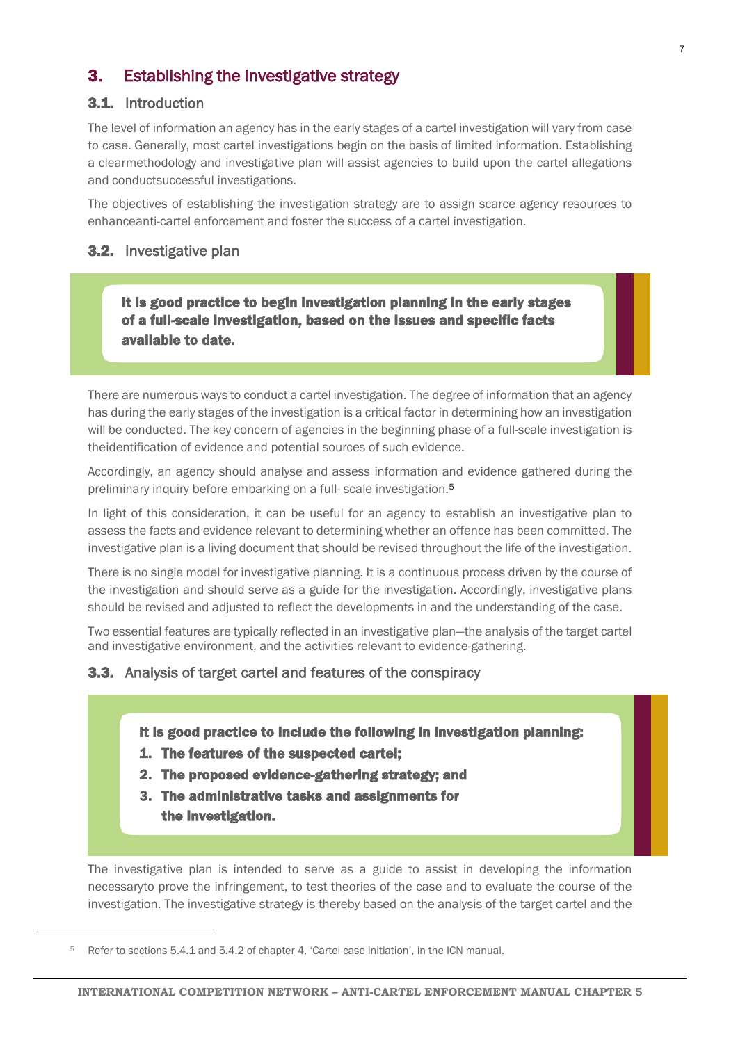## 3. Establishing the investigative strategy

### 3.1. Introduction

The level of information an agency has in the early stages of a cartel investigation will vary from case to case. Generally, most cartel investigations begin on the basis of limited information. Establishing a clearmethodology and investigative plan will assist agencies to build upon the cartel allegations and conductsuccessful investigations.

The objectives of establishing the investigation strategy are to assign scarce agency resources to enhanceanti-cartel enforcement and foster the success of a cartel investigation.

### 3.2. Investigative plan

> **It is good practice to begin investigation planning in the early stages of a full-scale investigation, based on the issues and specific facts available to date.**

There are numerous ways to conduct a cartel investigation. The degree of information that an agency has during the early stages of the investigation is a critical factor in determining how an investigation will be conducted. The key concern of agencies in the beginning phase of a full-scale investigation is theidentification of evidence and potential sources of such evidence.

Accordingly, an agency should analyse and assess information and evidence gathered during the preliminary inquiry before embarking on a full- scale investigation.[5]

In light of this consideration, it can be useful for an agency to establish an investigative plan to assess the facts and evidence relevant to determining whether an offence has been committed. The investigative plan is a living document that should be revised throughout the life of the investigation.

There is no single model for investigative planning. It is a continuous process driven by the course of the investigation and should serve as a guide for the investigation. Accordingly, investigative plans should be revised and adjusted to reflect the developments in and the understanding of the case.

Two essential features are typically reflected in an investigative plan—the analysis of the target cartel and investigative environment, and the activities relevant to evidence-gathering.

### 3.3. Analysis of target cartel and features of the conspiracy

> **It is good practice to include the following in investigation planning:**
> 1. **The features of the suspected cartel;**
> 2. **The proposed evidence-gathering strategy; and**
> 3. **The administrative tasks and assignments for the investigation.**

The investigative plan is intended to serve as a guide to assist in developing the information necessaryto prove the infringement, to test theories of the case and to evaluate the course of the investigation. The investigative strategy is thereby based on the analysis of the target cartel and the

[5] Refer to sections 5.4.1 and 5.4.2 of chapter 4, 'Cartel case initiation', in the ICN manual.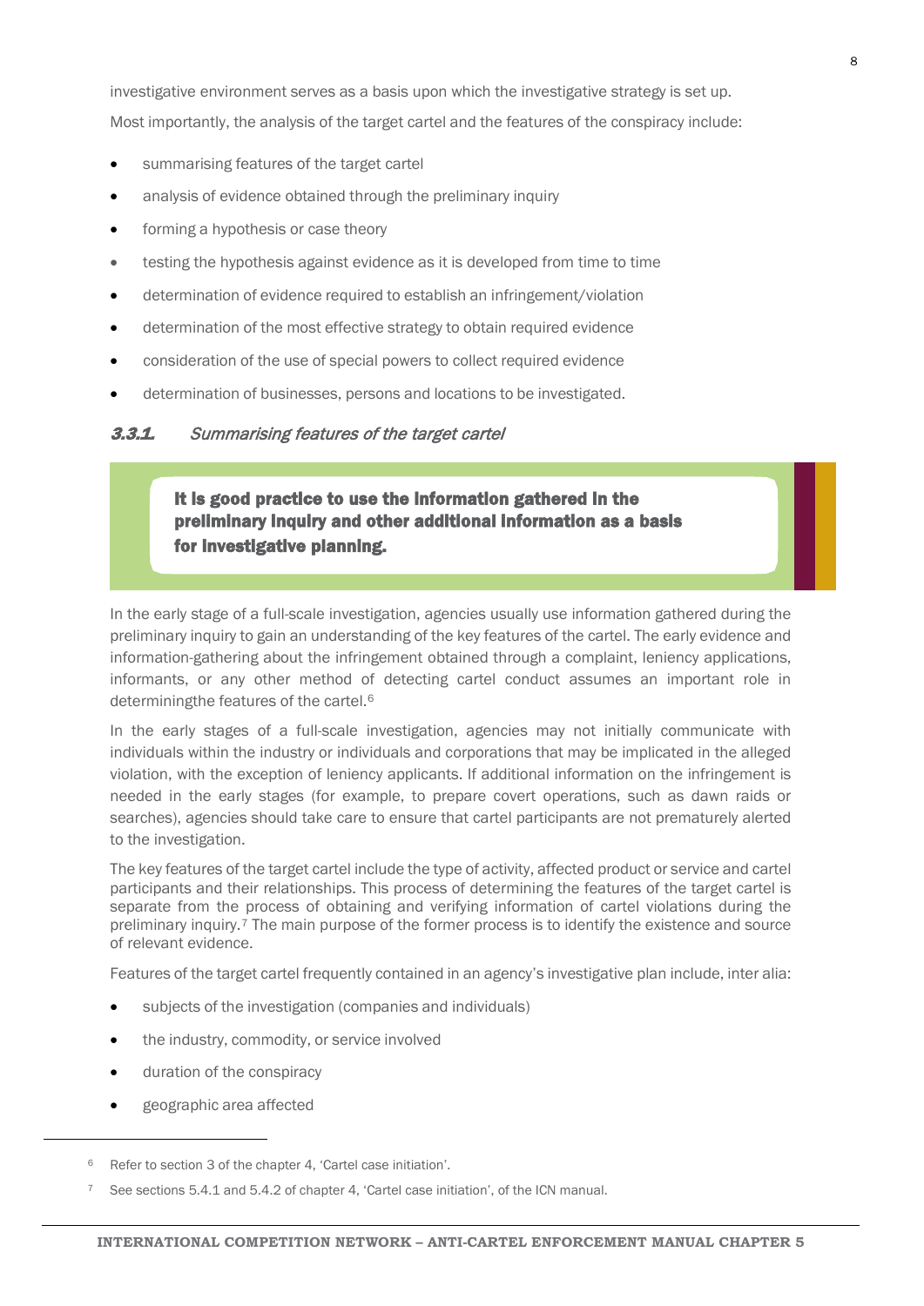investigative environment serves as a basis upon which the investigative strategy is set up.

Most importantly, the analysis of the target cartel and the features of the conspiracy include:

- summarising features of the target cartel
- analysis of evidence obtained through the preliminary inquiry
- forming a hypothesis or case theory
- testing the hypothesis against evidence as it is developed from time to time
- determination of evidence required to establish an infringement/violation
- determination of the most effective strategy to obtain required evidence
- consideration of the use of special powers to collect required evidence
- determination of businesses, persons and locations to be investigated.

### *3.3.1. Summarising features of the target cartel*

> **It is good practice to use the information gathered in the preliminary inquiry and other additional information as a basis for investigative planning.**

In the early stage of a full-scale investigation, agencies usually use information gathered during the preliminary inquiry to gain an understanding of the key features of the cartel. The early evidence and information-gathering about the infringement obtained through a complaint, leniency applications, informants, or any other method of detecting cartel conduct assumes an important role in determiningthe features of the cartel.[6]

In the early stages of a full-scale investigation, agencies may not initially communicate with individuals within the industry or individuals and corporations that may be implicated in the alleged violation, with the exception of leniency applicants. If additional information on the infringement is needed in the early stages (for example, to prepare covert operations, such as dawn raids or searches), agencies should take care to ensure that cartel participants are not prematurely alerted to the investigation.

The key features of the target cartel include the type of activity, affected product or service and cartel participants and their relationships. This process of determining the features of the target cartel is separate from the process of obtaining and verifying information of cartel violations during the preliminary inquiry.[7] The main purpose of the former process is to identify the existence and source of relevant evidence.

Features of the target cartel frequently contained in an agency's investigative plan include, inter alia:

- subjects of the investigation (companies and individuals)
- the industry, commodity, or service involved
- duration of the conspiracy
- geographic area affected

---

[6] Refer to section 3 of the chapter 4, 'Cartel case initiation'.

[7] See sections 5.4.1 and 5.4.2 of chapter 4, 'Cartel case initiation', of the ICN manual.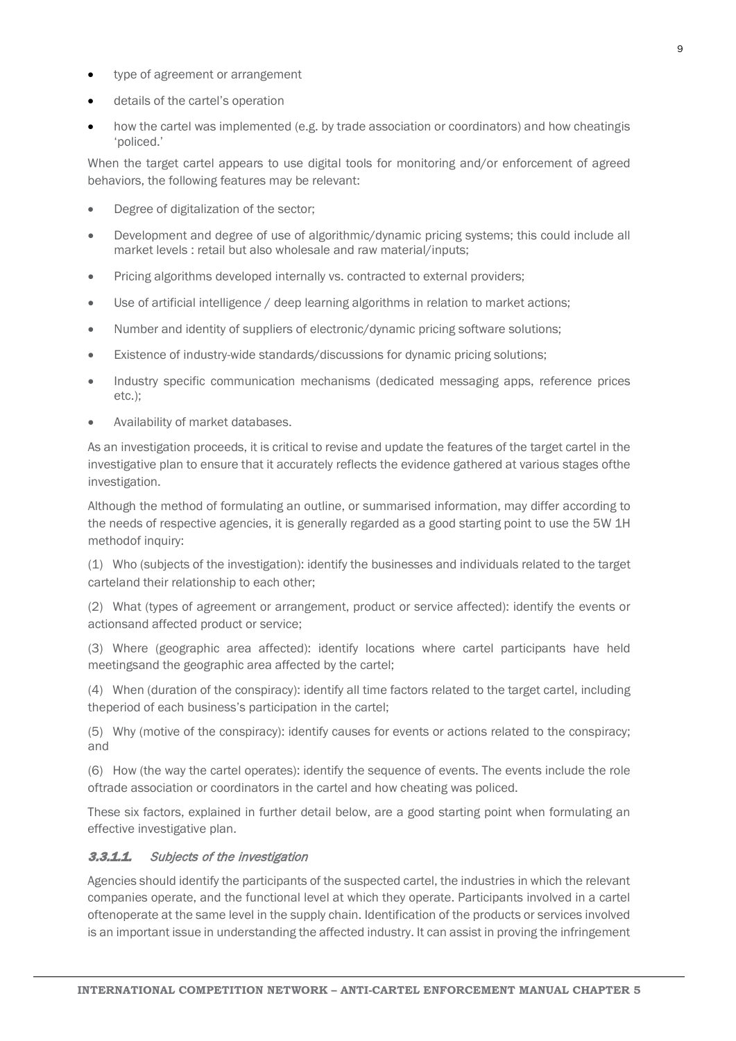- type of agreement or arrangement
- details of the cartel's operation
- how the cartel was implemented (e.g. by trade association or coordinators) and how cheatingis 'policed.'

When the target cartel appears to use digital tools for monitoring and/or enforcement of agreed behaviors, the following features may be relevant:

- Degree of digitalization of the sector;
- Development and degree of use of algorithmic/dynamic pricing systems; this could include all market levels : retail but also wholesale and raw material/inputs;
- Pricing algorithms developed internally vs. contracted to external providers;
- Use of artificial intelligence / deep learning algorithms in relation to market actions;
- Number and identity of suppliers of electronic/dynamic pricing software solutions;
- Existence of industry-wide standards/discussions for dynamic pricing solutions;
- Industry specific communication mechanisms (dedicated messaging apps, reference prices etc.);
- Availability of market databases.

As an investigation proceeds, it is critical to revise and update the features of the target cartel in the investigative plan to ensure that it accurately reflects the evidence gathered at various stages ofthe investigation.

Although the method of formulating an outline, or summarised information, may differ according to the needs of respective agencies, it is generally regarded as a good starting point to use the 5W 1H methodof inquiry:

(1) Who (subjects of the investigation): identify the businesses and individuals related to the target carteland their relationship to each other;

(2) What (types of agreement or arrangement, product or service affected): identify the events or actionsand affected product or service;

(3) Where (geographic area affected): identify locations where cartel participants have held meetingsand the geographic area affected by the cartel;

(4) When (duration of the conspiracy): identify all time factors related to the target cartel, including theperiod of each business's participation in the cartel;

(5) Why (motive of the conspiracy): identify causes for events or actions related to the conspiracy; and

(6) How (the way the cartel operates): identify the sequence of events. The events include the role oftrade association or coordinators in the cartel and how cheating was policed.

These six factors, explained in further detail below, are a good starting point when formulating an effective investigative plan.

#### 3.3.1.1. *Subjects of the investigation*

Agencies should identify the participants of the suspected cartel, the industries in which the relevant companies operate, and the functional level at which they operate. Participants involved in a cartel oftenoperate at the same level in the supply chain. Identification of the products or services involved is an important issue in understanding the affected industry. It can assist in proving the infringement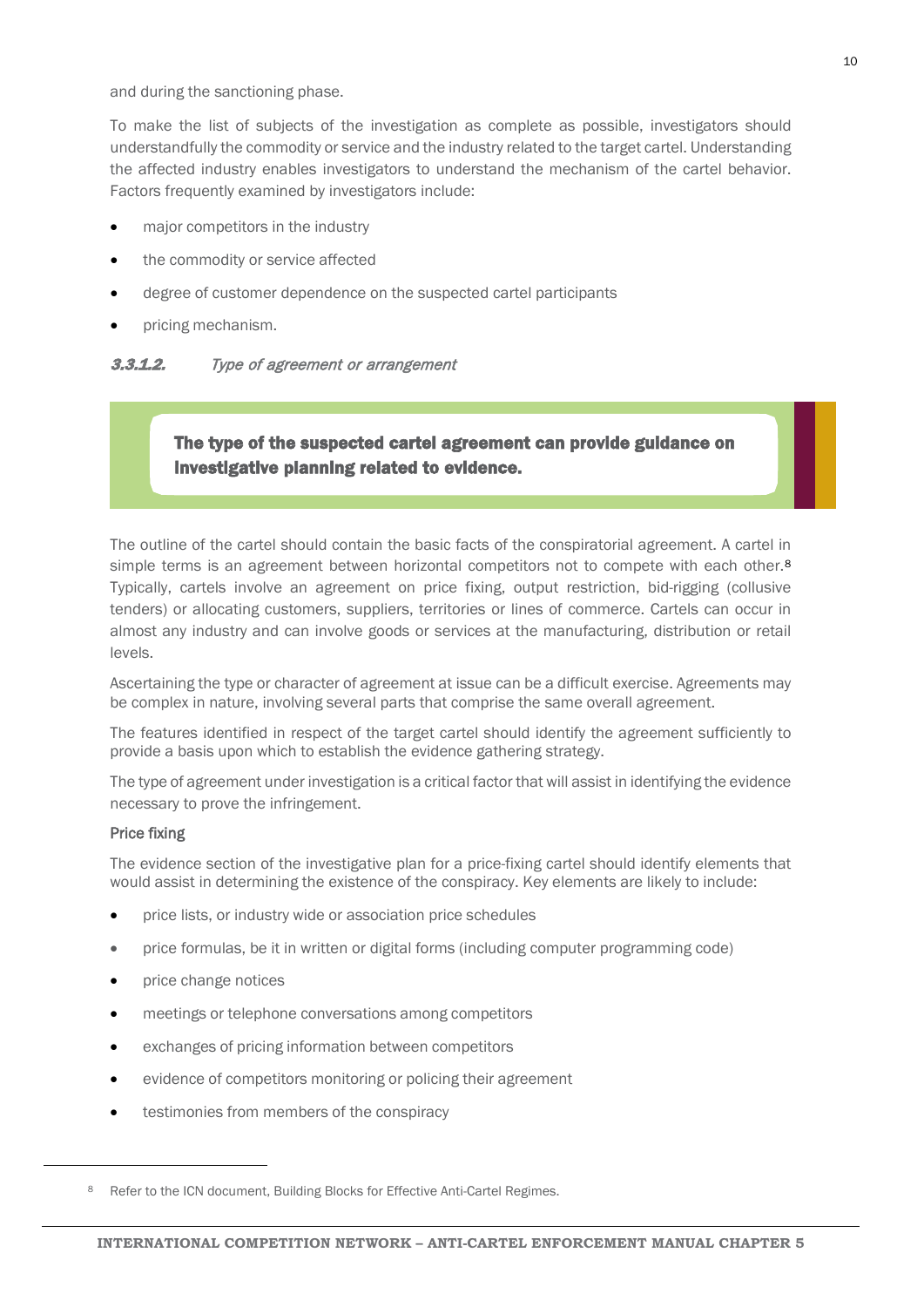and during the sanctioning phase.

To make the list of subjects of the investigation as complete as possible, investigators should understandfully the commodity or service and the industry related to the target cartel. Understanding the affected industry enables investigators to understand the mechanism of the cartel behavior. Factors frequently examined by investigators include:

- major competitors in the industry
- the commodity or service affected
- degree of customer dependence on the suspected cartel participants
- pricing mechanism.

#### *3.3.1.2. Type of agreement or arrangement*

> **The type of the suspected cartel agreement can provide guidance on investigative planning related to evidence.**

The outline of the cartel should contain the basic facts of the conspiratorial agreement. A cartel in simple terms is an agreement between horizontal competitors not to compete with each other.[8] Typically, cartels involve an agreement on price fixing, output restriction, bid-rigging (collusive tenders) or allocating customers, suppliers, territories or lines of commerce. Cartels can occur in almost any industry and can involve goods or services at the manufacturing, distribution or retail levels.

Ascertaining the type or character of agreement at issue can be a difficult exercise. Agreements may be complex in nature, involving several parts that comprise the same overall agreement.

The features identified in respect of the target cartel should identify the agreement sufficiently to provide a basis upon which to establish the evidence gathering strategy.

The type of agreement under investigation is a critical factor that will assist in identifying the evidence necessary to prove the infringement.

Price fixing

The evidence section of the investigative plan for a price-fixing cartel should identify elements that would assist in determining the existence of the conspiracy. Key elements are likely to include:

- price lists, or industry wide or association price schedules
- price formulas, be it in written or digital forms (including computer programming code)
- price change notices
- meetings or telephone conversations among competitors
- exchanges of pricing information between competitors
- evidence of competitors monitoring or policing their agreement
- testimonies from members of the conspiracy

[8] Refer to the ICN document, Building Blocks for Effective Anti-Cartel Regimes.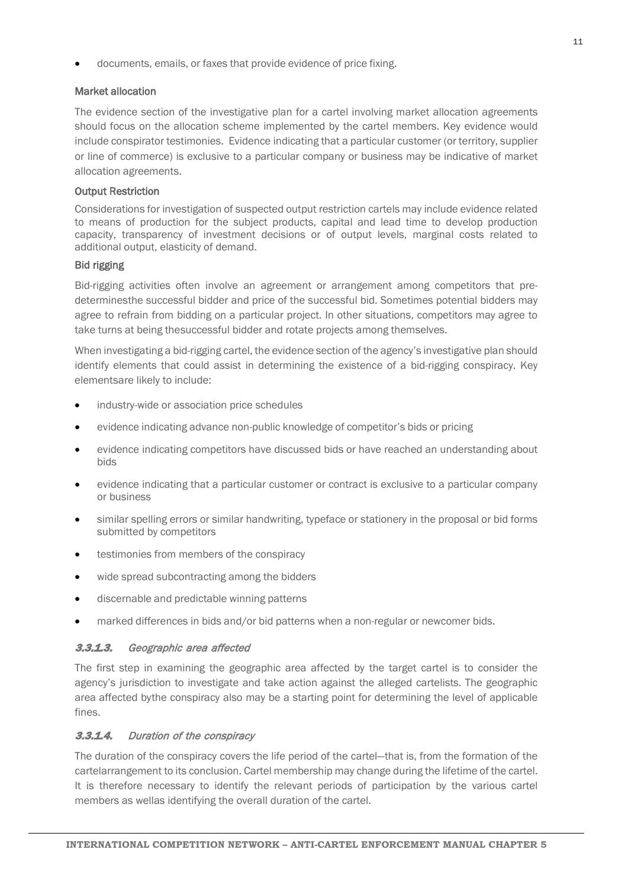- documents, emails, or faxes that provide evidence of price fixing.

#### Market allocation

The evidence section of the investigative plan for a cartel involving market allocation agreements should focus on the allocation scheme implemented by the cartel members. Key evidence would include conspirator testimonies. Evidence indicating that a particular customer (or territory, supplier or line of commerce) is exclusive to a particular company or business may be indicative of market allocation agreements.

#### Output Restriction

Considerations for investigation of suspected output restriction cartels may include evidence related to means of production for the subject products, capital and lead time to develop production capacity, transparency of investment decisions or of output levels, marginal costs related to additional output, elasticity of demand.

#### Bid rigging

Bid-rigging activities often involve an agreement or arrangement among competitors that pre-determinesthe successful bidder and price of the successful bid. Sometimes potential bidders may agree to refrain from bidding on a particular project. In other situations, competitors may agree to take turns at being thesuccessful bidder and rotate projects among themselves.

When investigating a bid-rigging cartel, the evidence section of the agency's investigative plan should identify elements that could assist in determining the existence of a bid-rigging conspiracy. Key elementsare likely to include:

- industry-wide or association price schedules
- evidence indicating advance non-public knowledge of competitor's bids or pricing
- evidence indicating competitors have discussed bids or have reached an understanding about bids
- evidence indicating that a particular customer or contract is exclusive to a particular company or business
- similar spelling errors or similar handwriting, typeface or stationery in the proposal or bid forms submitted by competitors
- testimonies from members of the conspiracy
- wide spread subcontracting among the bidders
- discernable and predictable winning patterns
- marked differences in bids and/or bid patterns when a non-regular or newcomer bids.

### 3.3.1.3. *Geographic area affected*

The first step in examining the geographic area affected by the target cartel is to consider the agency's jurisdiction to investigate and take action against the alleged cartelists. The geographic area affected bythe conspiracy also may be a starting point for determining the level of applicable fines.

### 3.3.1.4. *Duration of the conspiracy*

The duration of the conspiracy covers the life period of the cartel—that is, from the formation of the cartelarrangement to its conclusion. Cartel membership may change during the lifetime of the cartel. It is therefore necessary to identify the relevant periods of participation by the various cartel members as wellas identifying the overall duration of the cartel.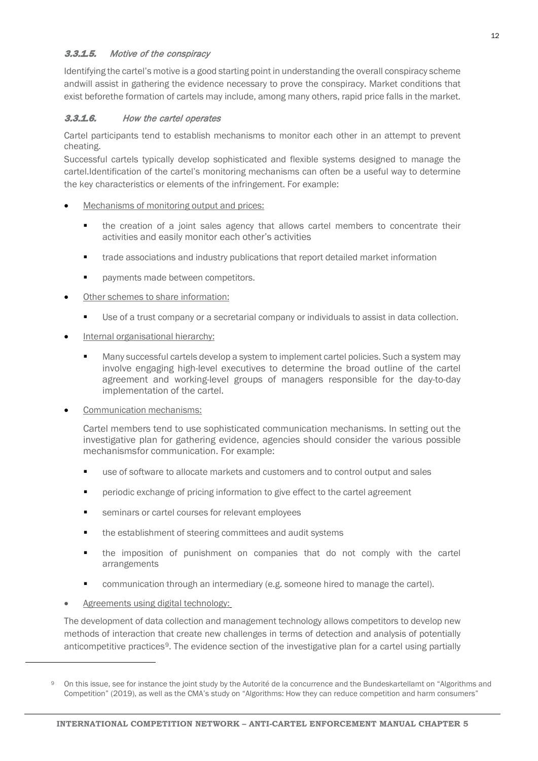#### *3.3.1.5. Motive of the conspiracy*

Identifying the cartel's motive is a good starting point in understanding the overall conspiracy scheme andwill assist in gathering the evidence necessary to prove the conspiracy. Market conditions that exist beforethe formation of cartels may include, among many others, rapid price falls in the market.

#### *3.3.1.6. How the cartel operates*

Cartel participants tend to establish mechanisms to monitor each other in an attempt to prevent cheating.

Successful cartels typically develop sophisticated and flexible systems designed to manage the cartel.Identification of the cartel's monitoring mechanisms can often be a useful way to determine the key characteristics or elements of the infringement. For example:

- Mechanisms of monitoring output and prices:
  - the creation of a joint sales agency that allows cartel members to concentrate their activities and easily monitor each other's activities
  - trade associations and industry publications that report detailed market information
  - payments made between competitors.
- Other schemes to share information:
  - Use of a trust company or a secretarial company or individuals to assist in data collection.
- Internal organisational hierarchy:
  - Many successful cartels develop a system to implement cartel policies. Such a system may involve engaging high-level executives to determine the broad outline of the cartel agreement and working-level groups of managers responsible for the day-to-day implementation of the cartel.
- Communication mechanisms:

  Cartel members tend to use sophisticated communication mechanisms. In setting out the investigative plan for gathering evidence, agencies should consider the various possible mechanismsfor communication. For example:

  - use of software to allocate markets and customers and to control output and sales
  - periodic exchange of pricing information to give effect to the cartel agreement
  - seminars or cartel courses for relevant employees
  - the establishment of steering committees and audit systems
  - the imposition of punishment on companies that do not comply with the cartel arrangements
  - communication through an intermediary (e.g. someone hired to manage the cartel).
- Agreements using digital technology:

The development of data collection and management technology allows competitors to develop new methods of interaction that create new challenges in terms of detection and analysis of potentially anticompetitive practices[9]. The evidence section of the investigative plan for a cartel using partially

[9] On this issue, see for instance the joint study by the Autorité de la concurrence and the Bundeskartellamt on "Algorithms and Competition" (2019), as well as the CMA's study on "Algorithms: How they can reduce competition and harm consumers"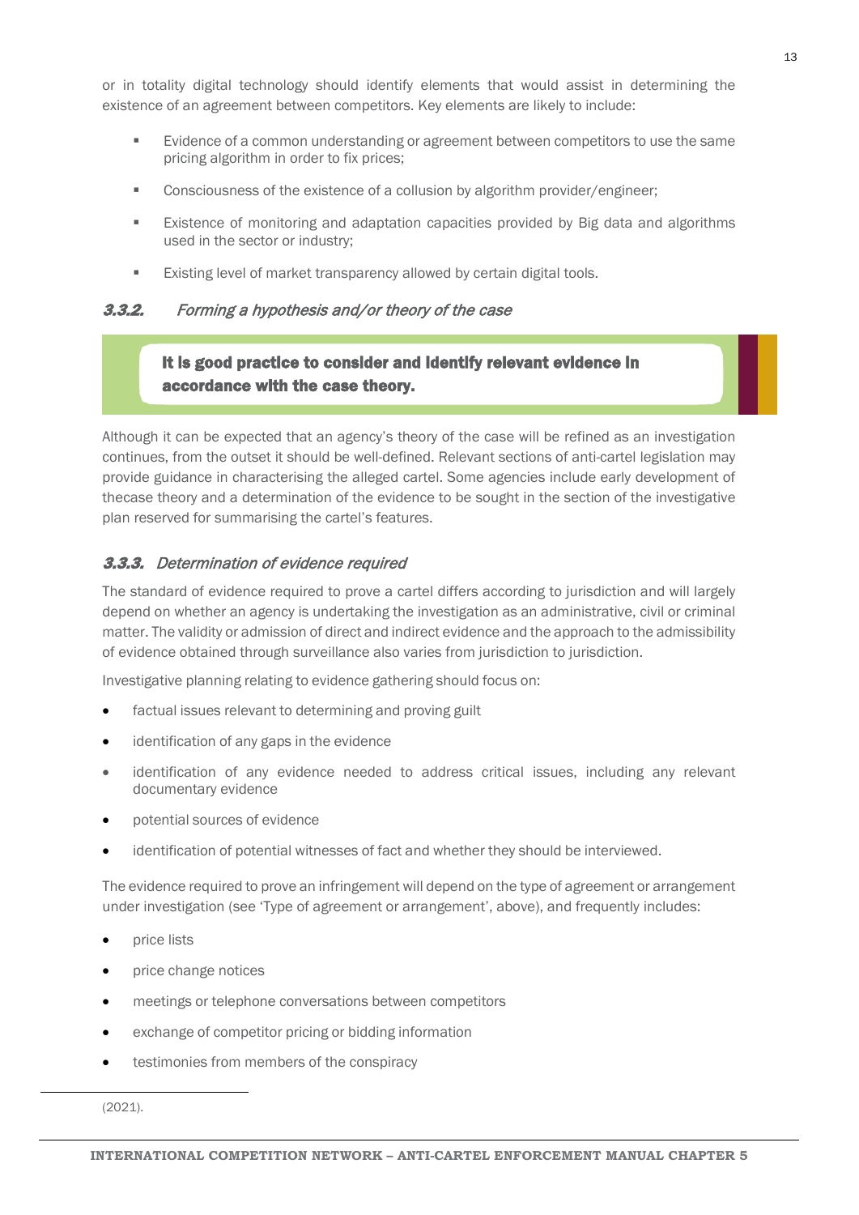or in totality digital technology should identify elements that would assist in determining the existence of an agreement between competitors. Key elements are likely to include:

- Evidence of a common understanding or agreement between competitors to use the same pricing algorithm in order to fix prices;
- Consciousness of the existence of a collusion by algorithm provider/engineer;
- Existence of monitoring and adaptation capacities provided by Big data and algorithms used in the sector or industry;
- Existing level of market transparency allowed by certain digital tools.

### *3.3.2. Forming a hypothesis and/or theory of the case*

**It is good practice to consider and identify relevant evidence in accordance with the case theory.**

Although it can be expected that an agency's theory of the case will be refined as an investigation continues, from the outset it should be well-defined. Relevant sections of anti-cartel legislation may provide guidance in characterising the alleged cartel. Some agencies include early development of thecase theory and a determination of the evidence to be sought in the section of the investigative plan reserved for summarising the cartel's features.

### *3.3.3. Determination of evidence required*

The standard of evidence required to prove a cartel differs according to jurisdiction and will largely depend on whether an agency is undertaking the investigation as an administrative, civil or criminal matter. The validity or admission of direct and indirect evidence and the approach to the admissibility of evidence obtained through surveillance also varies from jurisdiction to jurisdiction.

Investigative planning relating to evidence gathering should focus on:

- factual issues relevant to determining and proving guilt
- identification of any gaps in the evidence
- identification of any evidence needed to address critical issues, including any relevant documentary evidence
- potential sources of evidence
- identification of potential witnesses of fact and whether they should be interviewed.

The evidence required to prove an infringement will depend on the type of agreement or arrangement under investigation (see 'Type of agreement or arrangement', above), and frequently includes:

- price lists
- price change notices
- meetings or telephone conversations between competitors
- exchange of competitor pricing or bidding information
- testimonies from members of the conspiracy

(2021).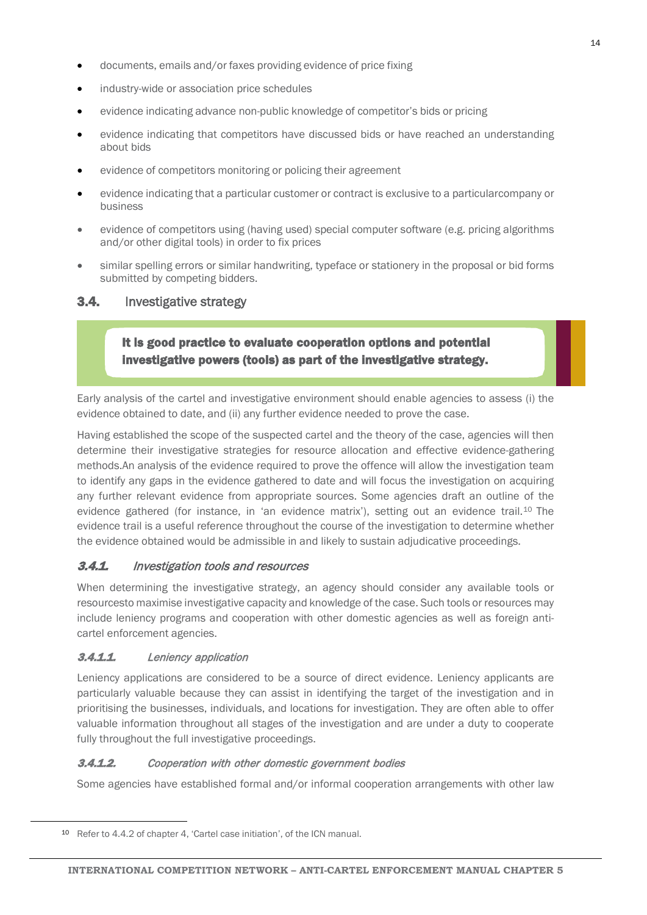- documents, emails and/or faxes providing evidence of price fixing
- industry-wide or association price schedules
- evidence indicating advance non-public knowledge of competitor's bids or pricing
- evidence indicating that competitors have discussed bids or have reached an understanding about bids
- evidence of competitors monitoring or policing their agreement
- evidence indicating that a particular customer or contract is exclusive to a particularcompany or business
- evidence of competitors using (having used) special computer software (e.g. pricing algorithms and/or other digital tools) in order to fix prices
- similar spelling errors or similar handwriting, typeface or stationery in the proposal or bid forms submitted by competing bidders.

## 3.4. Investigative strategy

> **It is good practice to evaluate cooperation options and potential investigative powers (tools) as part of the investigative strategy.**

Early analysis of the cartel and investigative environment should enable agencies to assess (i) the evidence obtained to date, and (ii) any further evidence needed to prove the case.

Having established the scope of the suspected cartel and the theory of the case, agencies will then determine their investigative strategies for resource allocation and effective evidence-gathering methods.An analysis of the evidence required to prove the offence will allow the investigation team to identify any gaps in the evidence gathered to date and will focus the investigation on acquiring any further relevant evidence from appropriate sources. Some agencies draft an outline of the evidence gathered (for instance, in 'an evidence matrix'), setting out an evidence trail.[10] The evidence trail is a useful reference throughout the course of the investigation to determine whether the evidence obtained would be admissible in and likely to sustain adjudicative proceedings.

### *3.4.1. Investigation tools and resources*

When determining the investigative strategy, an agency should consider any available tools or resourcesto maximise investigative capacity and knowledge of the case. Such tools or resources may include leniency programs and cooperation with other domestic agencies as well as foreign anti-cartel enforcement agencies.

#### *3.4.1.1. Leniency application*

Leniency applications are considered to be a source of direct evidence. Leniency applicants are particularly valuable because they can assist in identifying the target of the investigation and in prioritising the businesses, individuals, and locations for investigation. They are often able to offer valuable information throughout all stages of the investigation and are under a duty to cooperate fully throughout the full investigative proceedings.

#### *3.4.1.2. Cooperation with other domestic government bodies*

Some agencies have established formal and/or informal cooperation arrangements with other law

---

[10] Refer to 4.4.2 of chapter 4, 'Cartel case initiation', of the ICN manual.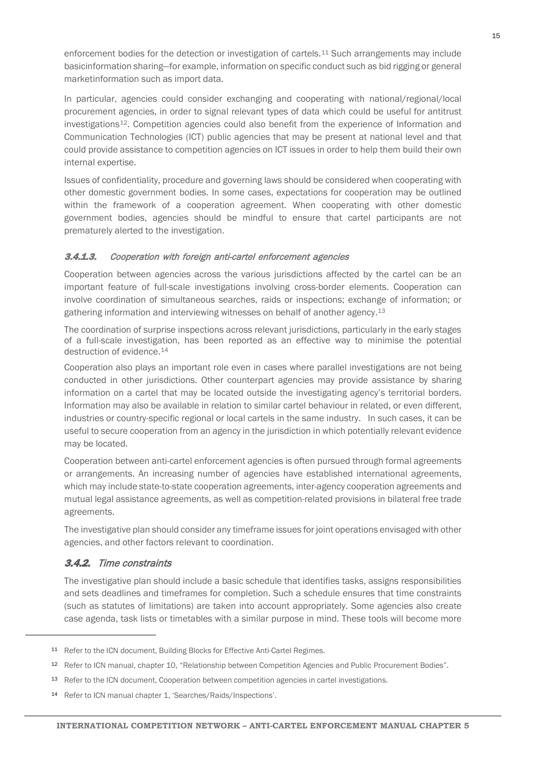enforcement bodies for the detection or investigation of cartels.[11] Such arrangements may include basicinformation sharing—for example, information on specific conduct such as bid rigging or general marketinformation such as import data.

In particular, agencies could consider exchanging and cooperating with national/regional/local procurement agencies, in order to signal relevant types of data which could be useful for antitrust investigations[12]. Competition agencies could also benefit from the experience of Information and Communication Technologies (ICT) public agencies that may be present at national level and that could provide assistance to competition agencies on ICT issues in order to help them build their own internal expertise.

Issues of confidentiality, procedure and governing laws should be considered when cooperating with other domestic government bodies. In some cases, expectations for cooperation may be outlined within the framework of a cooperation agreement. When cooperating with other domestic government bodies, agencies should be mindful to ensure that cartel participants are not prematurely alerted to the investigation.

#### *3.4.1.3. Cooperation with foreign anti-cartel enforcement agencies*

Cooperation between agencies across the various jurisdictions affected by the cartel can be an important feature of full-scale investigations involving cross-border elements. Cooperation can involve coordination of simultaneous searches, raids or inspections; exchange of information; or gathering information and interviewing witnesses on behalf of another agency.[13]

The coordination of surprise inspections across relevant jurisdictions, particularly in the early stages of a full-scale investigation, has been reported as an effective way to minimise the potential destruction of evidence.[14]

Cooperation also plays an important role even in cases where parallel investigations are not being conducted in other jurisdictions. Other counterpart agencies may provide assistance by sharing information on a cartel that may be located outside the investigating agency's territorial borders. Information may also be available in relation to similar cartel behaviour in related, or even different, industries or country-specific regional or local cartels in the same industry. In such cases, it can be useful to secure cooperation from an agency in the jurisdiction in which potentially relevant evidence may be located.

Cooperation between anti-cartel enforcement agencies is often pursued through formal agreements or arrangements. An increasing number of agencies have established international agreements, which may include state-to-state cooperation agreements, inter-agency cooperation agreements and mutual legal assistance agreements, as well as competition-related provisions in bilateral free trade agreements.

The investigative plan should consider any timeframe issues for joint operations envisaged with other agencies, and other factors relevant to coordination.

### *3.4.2. Time constraints*

The investigative plan should include a basic schedule that identifies tasks, assigns responsibilities and sets deadlines and timeframes for completion. Such a schedule ensures that time constraints (such as statutes of limitations) are taken into account appropriately. Some agencies also create case agenda, task lists or timetables with a similar purpose in mind. These tools will become more

---

[11] Refer to the ICN document, Building Blocks for Effective Anti-Cartel Regimes.

[12] Refer to ICN manual, chapter 10, "Relationship between Competition Agencies and Public Procurement Bodies".

[13] Refer to the ICN document, Cooperation between competition agencies in cartel investigations.

[14] Refer to ICN manual chapter 1, 'Searches/Raids/Inspections'.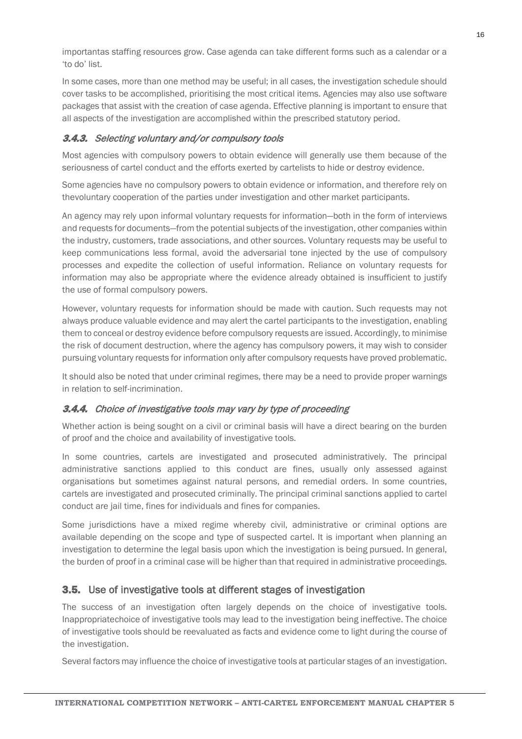importantas staffing resources grow. Case agenda can take different forms such as a calendar or a 'to do' list.

In some cases, more than one method may be useful; in all cases, the investigation schedule should cover tasks to be accomplished, prioritising the most critical items. Agencies may also use software packages that assist with the creation of case agenda. Effective planning is important to ensure that all aspects of the investigation are accomplished within the prescribed statutory period.

### *3.4.3. Selecting voluntary and/or compulsory tools*

Most agencies with compulsory powers to obtain evidence will generally use them because of the seriousness of cartel conduct and the efforts exerted by cartelists to hide or destroy evidence.

Some agencies have no compulsory powers to obtain evidence or information, and therefore rely on thevoluntary cooperation of the parties under investigation and other market participants.

An agency may rely upon informal voluntary requests for information—both in the form of interviews and requests for documents—from the potential subjects of the investigation, other companies within the industry, customers, trade associations, and other sources. Voluntary requests may be useful to keep communications less formal, avoid the adversarial tone injected by the use of compulsory processes and expedite the collection of useful information. Reliance on voluntary requests for information may also be appropriate where the evidence already obtained is insufficient to justify the use of formal compulsory powers.

However, voluntary requests for information should be made with caution. Such requests may not always produce valuable evidence and may alert the cartel participants to the investigation, enabling them to conceal or destroy evidence before compulsory requests are issued. Accordingly, to minimise the risk of document destruction, where the agency has compulsory powers, it may wish to consider pursuing voluntary requests for information only after compulsory requests have proved problematic.

It should also be noted that under criminal regimes, there may be a need to provide proper warnings in relation to self-incrimination.

### *3.4.4. Choice of investigative tools may vary by type of proceeding*

Whether action is being sought on a civil or criminal basis will have a direct bearing on the burden of proof and the choice and availability of investigative tools.

In some countries, cartels are investigated and prosecuted administratively. The principal administrative sanctions applied to this conduct are fines, usually only assessed against organisations but sometimes against natural persons, and remedial orders. In some countries, cartels are investigated and prosecuted criminally. The principal criminal sanctions applied to cartel conduct are jail time, fines for individuals and fines for companies.

Some jurisdictions have a mixed regime whereby civil, administrative or criminal options are available depending on the scope and type of suspected cartel. It is important when planning an investigation to determine the legal basis upon which the investigation is being pursued. In general, the burden of proof in a criminal case will be higher than that required in administrative proceedings.

## 3.5. Use of investigative tools at different stages of investigation

The success of an investigation often largely depends on the choice of investigative tools. Inappropriatechoice of investigative tools may lead to the investigation being ineffective. The choice of investigative tools should be reevaluated as facts and evidence come to light during the course of the investigation.

Several factors may influence the choice of investigative tools at particular stages of an investigation.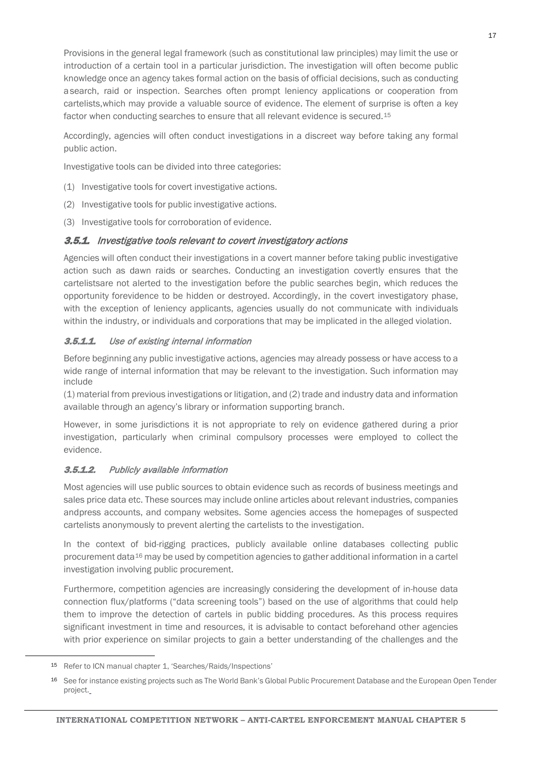Provisions in the general legal framework (such as constitutional law principles) may limit the use or introduction of a certain tool in a particular jurisdiction. The investigation will often become public knowledge once an agency takes formal action on the basis of official decisions, such as conducting a search, raid or inspection. Searches often prompt leniency applications or cooperation from cartelists, which may provide a valuable source of evidence. The element of surprise is often a key factor when conducting searches to ensure that all relevant evidence is secured.[15]

Accordingly, agencies will often conduct investigations in a discreet way before taking any formal public action.

Investigative tools can be divided into three categories:

(1) Investigative tools for covert investigative actions.

(2) Investigative tools for public investigative actions.

(3) Investigative tools for corroboration of evidence.

### 3.5.1. *Investigative tools relevant to covert investigatory actions*

Agencies will often conduct their investigations in a covert manner before taking public investigative action such as dawn raids or searches. Conducting an investigation covertly ensures that the cartelists are not alerted to the investigation before the public searches begin, which reduces the opportunity for evidence to be hidden or destroyed. Accordingly, in the covert investigatory phase, with the exception of leniency applicants, agencies usually do not communicate with individuals within the industry, or individuals and corporations that may be implicated in the alleged violation.

#### 3.5.1.1. *Use of existing internal information*

Before beginning any public investigative actions, agencies may already possess or have access to a wide range of internal information that may be relevant to the investigation. Such information may include
(1) material from previous investigations or litigation, and (2) trade and industry data and information available through an agency's library or information supporting branch.

However, in some jurisdictions it is not appropriate to rely on evidence gathered during a prior investigation, particularly when criminal compulsory processes were employed to collect the evidence.

#### 3.5.1.2. *Publicly available information*

Most agencies will use public sources to obtain evidence such as records of business meetings and sales price data etc. These sources may include online articles about relevant industries, companies and press accounts, and company websites. Some agencies access the homepages of suspected cartelists anonymously to prevent alerting the cartelists to the investigation.

In the context of bid-rigging practices, publicly available online databases collecting public procurement data[16] may be used by competition agencies to gather additional information in a cartel investigation involving public procurement.

Furthermore, competition agencies are increasingly considering the development of in-house data connection flux/platforms ("data screening tools") based on the use of algorithms that could help them to improve the detection of cartels in public bidding procedures. As this process requires significant investment in time and resources, it is advisable to contact beforehand other agencies with prior experience on similar projects to gain a better understanding of the challenges and the

---

[15] Refer to ICN manual chapter 1, 'Searches/Raids/Inspections'

[16] See for instance existing projects such as The World Bank's Global Public Procurement Database and the European Open Tender project.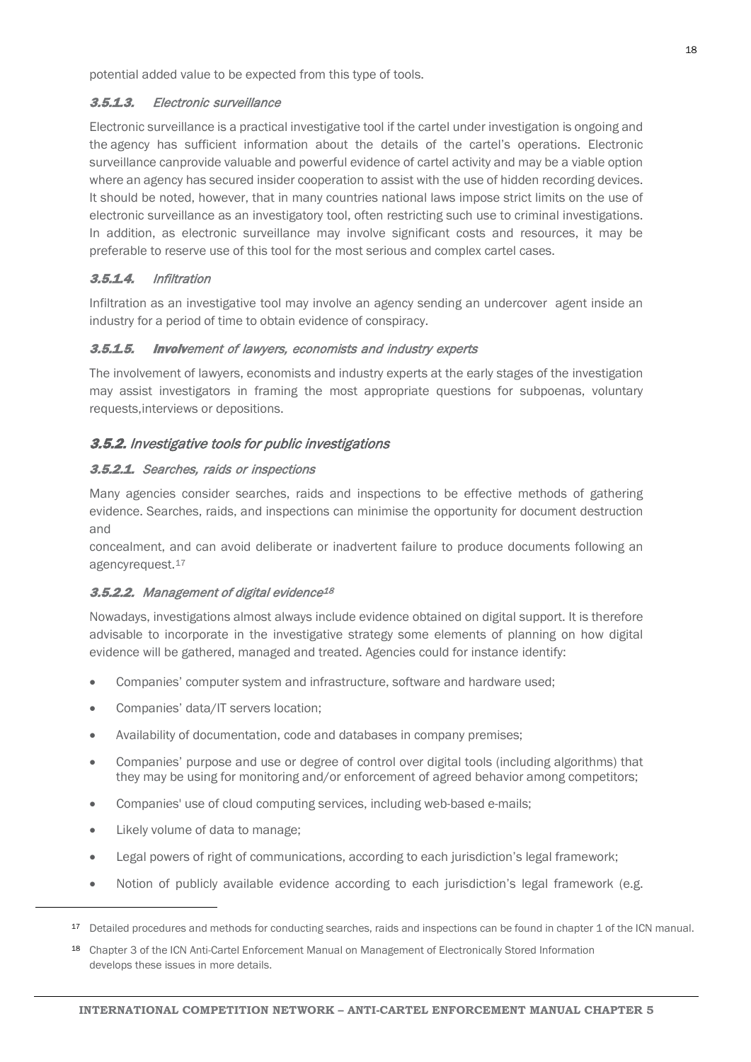potential added value to be expected from this type of tools.

#### 3.5.1.3. *Electronic surveillance*

Electronic surveillance is a practical investigative tool if the cartel under investigation is ongoing and the agency has sufficient information about the details of the cartel's operations. Electronic surveillance canprovide valuable and powerful evidence of cartel activity and may be a viable option where an agency has secured insider cooperation to assist with the use of hidden recording devices. It should be noted, however, that in many countries national laws impose strict limits on the use of electronic surveillance as an investigatory tool, often restricting such use to criminal investigations. In addition, as electronic surveillance may involve significant costs and resources, it may be preferable to reserve use of this tool for the most serious and complex cartel cases.

#### 3.5.1.4. *Infiltration*

Infiltration as an investigative tool may involve an agency sending an undercover agent inside an industry for a period of time to obtain evidence of conspiracy.

#### 3.5.1.5. *Involvement of lawyers, economists and industry experts*

The involvement of lawyers, economists and industry experts at the early stages of the investigation may assist investigators in framing the most appropriate questions for subpoenas, voluntary requests,interviews or depositions.

### 3.5.2. *Investigative tools for public investigations*

#### 3.5.2.1. *Searches, raids or inspections*

Many agencies consider searches, raids and inspections to be effective methods of gathering evidence. Searches, raids, and inspections can minimise the opportunity for document destruction and

concealment, and can avoid deliberate or inadvertent failure to produce documents following an agencyrequest.[17]

#### 3.5.2.2. *Management of digital evidence*[18]

Nowadays, investigations almost always include evidence obtained on digital support. It is therefore advisable to incorporate in the investigative strategy some elements of planning on how digital evidence will be gathered, managed and treated. Agencies could for instance identify:

- Companies' computer system and infrastructure, software and hardware used;
- Companies' data/IT servers location;
- Availability of documentation, code and databases in company premises;
- Companies' purpose and use or degree of control over digital tools (including algorithms) that they may be using for monitoring and/or enforcement of agreed behavior among competitors;
- Companies' use of cloud computing services, including web-based e-mails;
- Likely volume of data to manage;
- Legal powers of right of communications, according to each jurisdiction's legal framework;
- Notion of publicly available evidence according to each jurisdiction's legal framework (e.g.

[17] Detailed procedures and methods for conducting searches, raids and inspections can be found in chapter 1 of the ICN manual.

[18] Chapter 3 of the ICN Anti-Cartel Enforcement Manual on Management of Electronically Stored Information develops these issues in more details.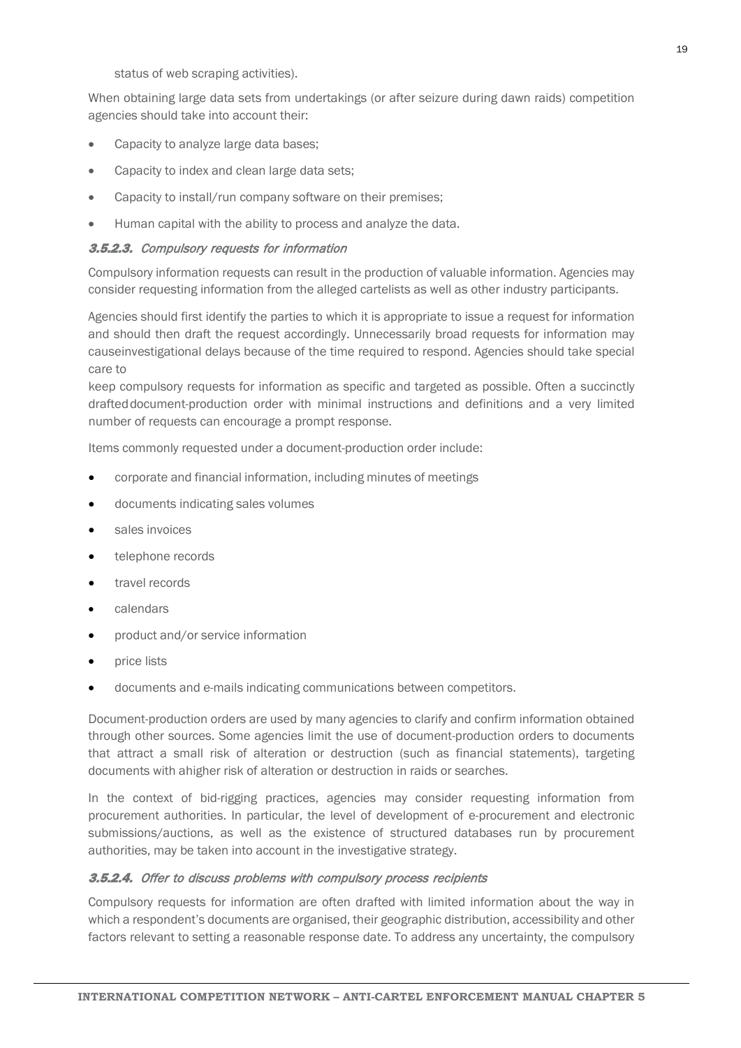status of web scraping activities).

When obtaining large data sets from undertakings (or after seizure during dawn raids) competition agencies should take into account their:

- Capacity to analyze large data bases;
- Capacity to index and clean large data sets;
- Capacity to install/run company software on their premises;
- Human capital with the ability to process and analyze the data.

#### *3.5.2.3. Compulsory requests for information*

Compulsory information requests can result in the production of valuable information. Agencies may consider requesting information from the alleged cartelists as well as other industry participants.

Agencies should first identify the parties to which it is appropriate to issue a request for information and should then draft the request accordingly. Unnecessarily broad requests for information may causeinvestigational delays because of the time required to respond. Agencies should take special care to keep compulsory requests for information as specific and targeted as possible. Often a succinctly drafteddocument-production order with minimal instructions and definitions and a very limited number of requests can encourage a prompt response.

Items commonly requested under a document-production order include:

- corporate and financial information, including minutes of meetings
- documents indicating sales volumes
- sales invoices
- telephone records
- travel records
- calendars
- product and/or service information
- price lists
- documents and e-mails indicating communications between competitors.

Document-production orders are used by many agencies to clarify and confirm information obtained through other sources. Some agencies limit the use of document-production orders to documents that attract a small risk of alteration or destruction (such as financial statements), targeting documents with ahigher risk of alteration or destruction in raids or searches.

In the context of bid-rigging practices, agencies may consider requesting information from procurement authorities. In particular, the level of development of e-procurement and electronic submissions/auctions, as well as the existence of structured databases run by procurement authorities, may be taken into account in the investigative strategy.

#### *3.5.2.4. Offer to discuss problems with compulsory process recipients*

Compulsory requests for information are often drafted with limited information about the way in which a respondent's documents are organised, their geographic distribution, accessibility and other factors relevant to setting a reasonable response date. To address any uncertainty, the compulsory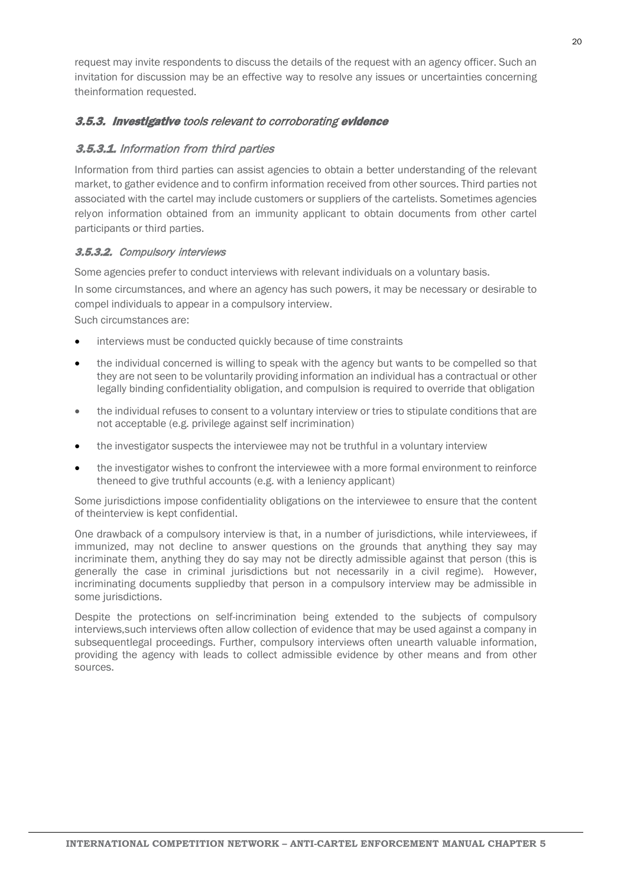request may invite respondents to discuss the details of the request with an agency officer. Such an invitation for discussion may be an effective way to resolve any issues or uncertainties concerning theinformation requested.

### 3.5.3. *Investigative tools relevant to corroborating evidence*

#### 3.5.3.1. *Information from third parties*

Information from third parties can assist agencies to obtain a better understanding of the relevant market, to gather evidence and to confirm information received from other sources. Third parties not associated with the cartel may include customers or suppliers of the cartelists. Sometimes agencies relyon information obtained from an immunity applicant to obtain documents from other cartel participants or third parties.

#### 3.5.3.2. *Compulsory interviews*

Some agencies prefer to conduct interviews with relevant individuals on a voluntary basis.

In some circumstances, and where an agency has such powers, it may be necessary or desirable to compel individuals to appear in a compulsory interview.

Such circumstances are:

- interviews must be conducted quickly because of time constraints
- the individual concerned is willing to speak with the agency but wants to be compelled so that they are not seen to be voluntarily providing information an individual has a contractual or other legally binding confidentiality obligation, and compulsion is required to override that obligation
- the individual refuses to consent to a voluntary interview or tries to stipulate conditions that are not acceptable (e.g. privilege against self incrimination)
- the investigator suspects the interviewee may not be truthful in a voluntary interview
- the investigator wishes to confront the interviewee with a more formal environment to reinforce theneed to give truthful accounts (e.g. with a leniency applicant)

Some jurisdictions impose confidentiality obligations on the interviewee to ensure that the content of theinterview is kept confidential.

One drawback of a compulsory interview is that, in a number of jurisdictions, while interviewees, if immunized, may not decline to answer questions on the grounds that anything they say may incriminate them, anything they do say may not be directly admissible against that person (this is generally the case in criminal jurisdictions but not necessarily in a civil regime). However, incriminating documents suppliedby that person in a compulsory interview may be admissible in some jurisdictions.

Despite the protections on self-incrimination being extended to the subjects of compulsory interviews,such interviews often allow collection of evidence that may be used against a company in subsequentlegal proceedings. Further, compulsory interviews often unearth valuable information, providing the agency with leads to collect admissible evidence by other means and from other sources.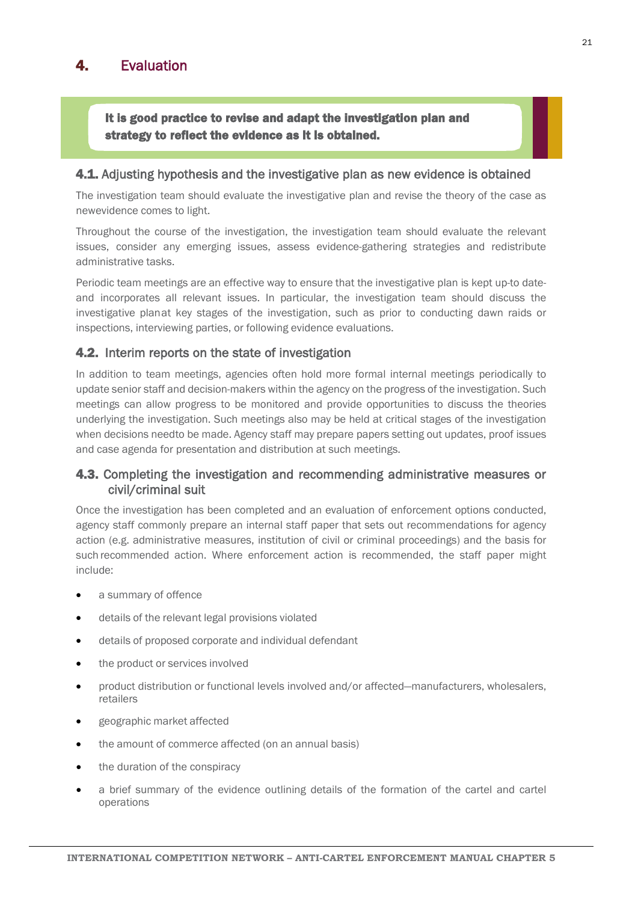# 4. Evaluation

> **It is good practice to revise and adapt the investigation plan and strategy to reflect the evidence as it is obtained.**

## 4.1. Adjusting hypothesis and the investigative plan as new evidence is obtained

The investigation team should evaluate the investigative plan and revise the theory of the case as newevidence comes to light.

Throughout the course of the investigation, the investigation team should evaluate the relevant issues, consider any emerging issues, assess evidence-gathering strategies and redistribute administrative tasks.

Periodic team meetings are an effective way to ensure that the investigative plan is kept up-to date- and incorporates all relevant issues. In particular, the investigation team should discuss the investigative planat key stages of the investigation, such as prior to conducting dawn raids or inspections, interviewing parties, or following evidence evaluations.

## 4.2. Interim reports on the state of investigation

In addition to team meetings, agencies often hold more formal internal meetings periodically to update senior staff and decision-makers within the agency on the progress of the investigation. Such meetings can allow progress to be monitored and provide opportunities to discuss the theories underlying the investigation. Such meetings also may be held at critical stages of the investigation when decisions needto be made. Agency staff may prepare papers setting out updates, proof issues and case agenda for presentation and distribution at such meetings.

## 4.3. Completing the investigation and recommending administrative measures or civil/criminal suit

Once the investigation has been completed and an evaluation of enforcement options conducted, agency staff commonly prepare an internal staff paper that sets out recommendations for agency action (e.g. administrative measures, institution of civil or criminal proceedings) and the basis for such recommended action. Where enforcement action is recommended, the staff paper might include:

- a summary of offence
- details of the relevant legal provisions violated
- details of proposed corporate and individual defendant
- the product or services involved
- product distribution or functional levels involved and/or affected—manufacturers, wholesalers, retailers
- geographic market affected
- the amount of commerce affected (on an annual basis)
- the duration of the conspiracy
- a brief summary of the evidence outlining details of the formation of the cartel and cartel operations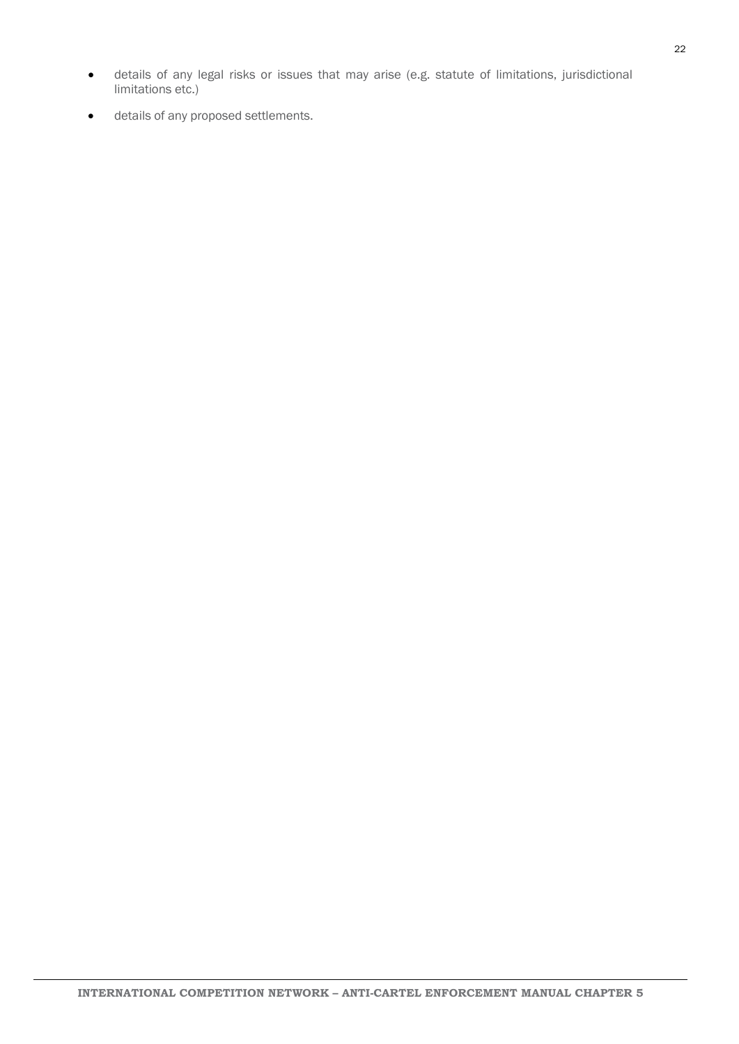- details of any legal risks or issues that may arise (e.g. statute of limitations, jurisdictional limitations etc.)
- details of any proposed settlements.